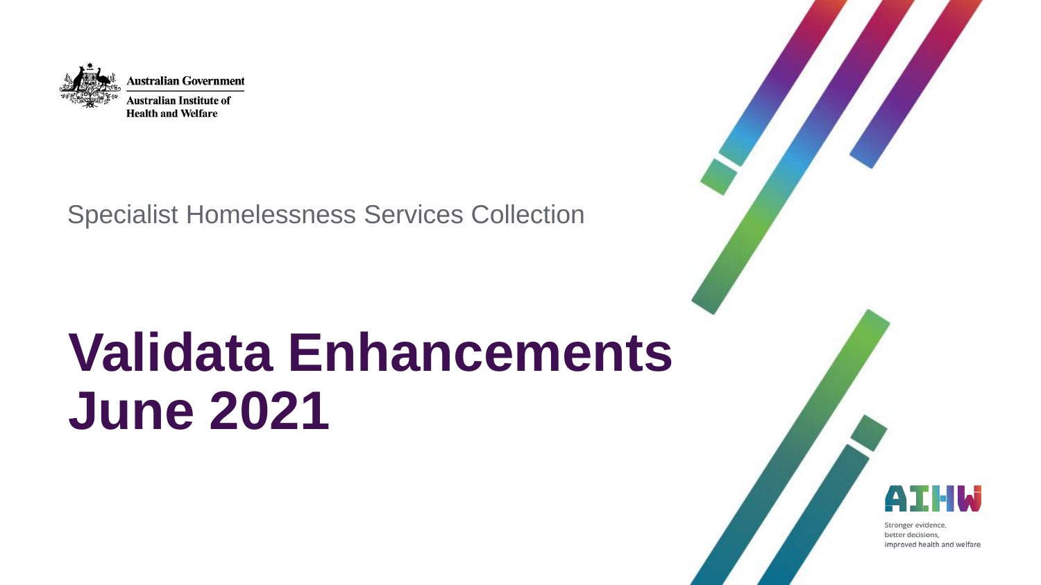Australian Government

Australian Institute of Health and Welfare

Specialist Homelessness Services Collection

# Validata Enhancements June 2021

AIHW

Stronger evidence,
better decisions,
improved health and welfare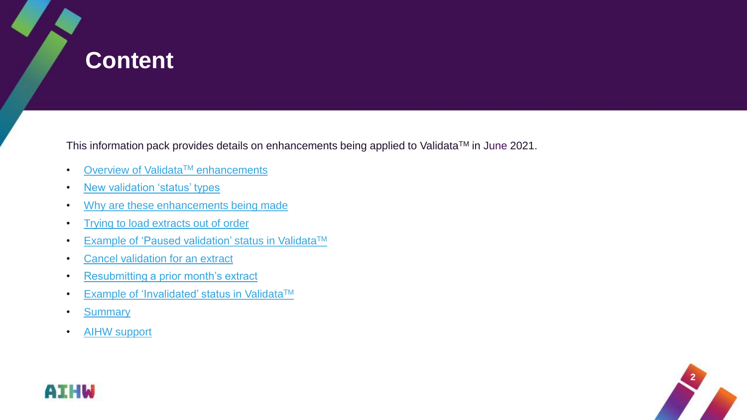# Content

This information pack provides details on enhancements being applied to Validata™ in June 2021.

- Overview of Validata™ enhancements
- New validation 'status' types
- Why are these enhancements being made
- Trying to load extracts out of order
- Example of 'Paused validation' status in Validata™
- Cancel validation for an extract
- Resubmitting a prior month's extract
- Example of 'Invalidated' status in Validata™
- Summary
- AIHW support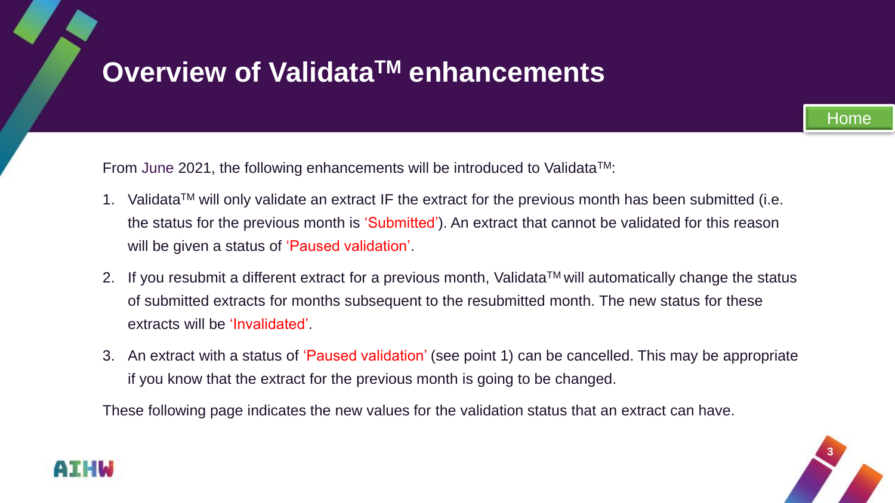# Overview of Validata[TM] enhancements

From June 2021, the following enhancements will be introduced to Validata[TM]:

1. Validata[TM] will only validate an extract IF the extract for the previous month has been submitted (i.e. the status for the previous month is 'Submitted'). An extract that cannot be validated for this reason will be given a status of 'Paused validation'.
2. If you resubmit a different extract for a previous month, Validata[TM] will automatically change the status of submitted extracts for months subsequent to the resubmitted month. The new status for these extracts will be 'Invalidated'.
3. An extract with a status of 'Paused validation' (see point 1) can be cancelled. This may be appropriate if you know that the extract for the previous month is going to be changed.

These following page indicates the new values for the validation status that an extract can have.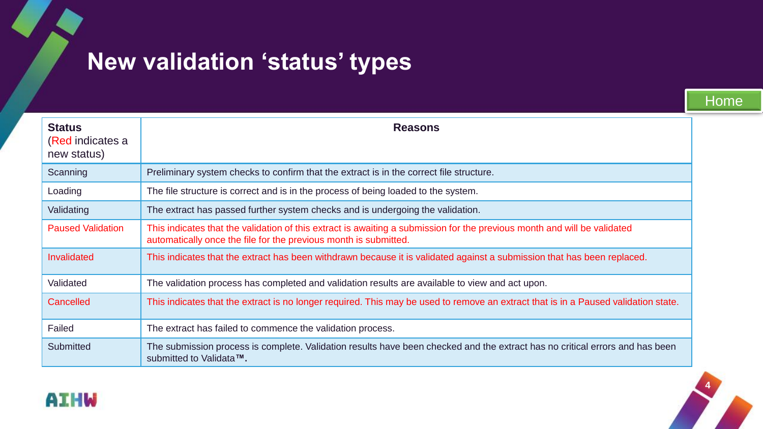# New validation 'status' types

| Status (Red indicates a new status) | Reasons |
|---|---|
| Scanning | Preliminary system checks to confirm that the extract is in the correct file structure. |
| Loading | The file structure is correct and is in the process of being loaded to the system. |
| Validating | The extract has passed further system checks and is undergoing the validation. |
| Paused Validation | This indicates that the validation of this extract is awaiting a submission for the previous month and will be validated automatically once the file for the previous month is submitted. |
| Invalidated | This indicates that the extract has been withdrawn because it is validated against a submission that has been replaced. |
| Validated | The validation process has completed and validation results are available to view and act upon. |
| Cancelled | This indicates that the extract is no longer required. This may be used to remove an extract that is in a Paused validation state. |
| Failed | The extract has failed to commence the validation process. |
| Submitted | The submission process is complete. Validation results have been checked and the extract has no critical errors and has been submitted to Validata™. |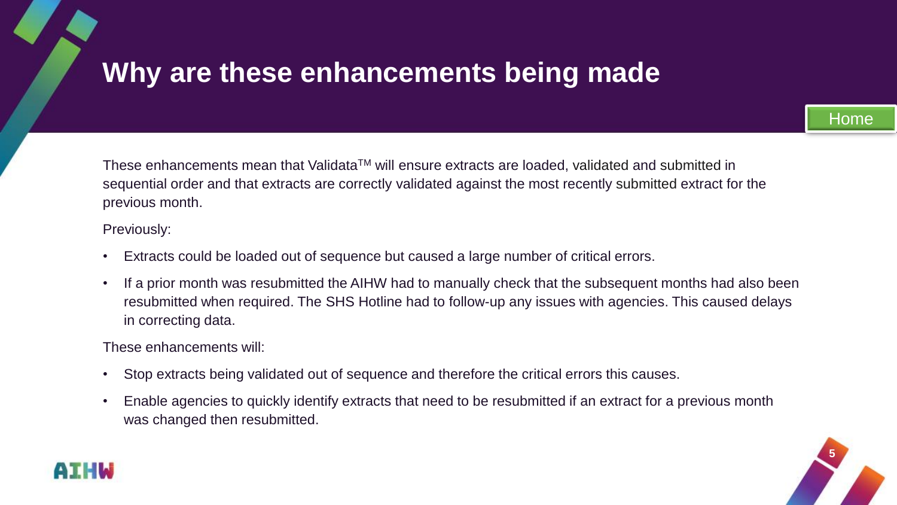# Why are these enhancements being made

These enhancements mean that Validata$^{TM}$ will ensure extracts are loaded, validated and submitted in sequential order and that extracts are correctly validated against the most recently submitted extract for the previous month.

Previously:

- Extracts could be loaded out of sequence but caused a large number of critical errors.
- If a prior month was resubmitted the AIHW had to manually check that the subsequent months had also been resubmitted when required. The SHS Hotline had to follow-up any issues with agencies. This caused delays in correcting data.

These enhancements will:

- Stop extracts being validated out of sequence and therefore the critical errors this causes.
- Enable agencies to quickly identify extracts that need to be resubmitted if an extract for a previous month was changed then resubmitted.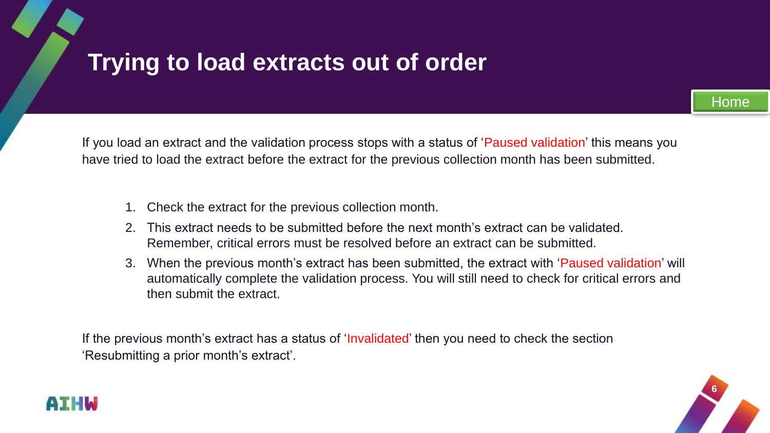# Trying to load extracts out of order

Home

If you load an extract and the validation process stops with a status of 'Paused validation' this means you have tried to load the extract before the extract for the previous collection month has been submitted.

1. Check the extract for the previous collection month.
2. This extract needs to be submitted before the next month's extract can be validated. Remember, critical errors must be resolved before an extract can be submitted.
3. When the previous month's extract has been submitted, the extract with 'Paused validation' will automatically complete the validation process. You will still need to check for critical errors and then submit the extract.

If the previous month's extract has a status of 'Invalidated' then you need to check the section 'Resubmitting a prior month's extract'.

AIHW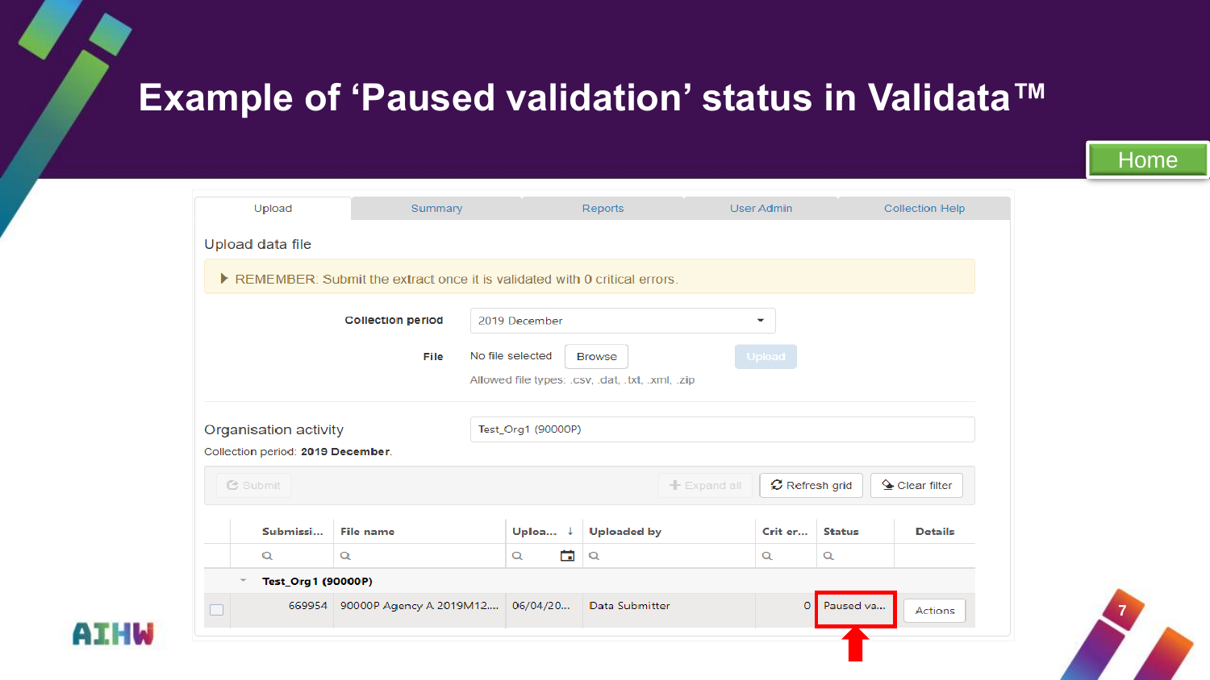# Example of ‘Paused validation’ status in Validata™

Home

Upload | Summary | Reports | User Admin | Collection Help

Upload data file

▶ REMEMBER: Submit the extract once it is validated with 0 critical errors.

**Collection period** 2019 December

**File** No file selected Browse Upload

Allowed file types: .csv, .dat, .txt, .xml, .zip

Organisation activity Test_Org1 (90000P)

Collection period: **2019 December**.

Submit | Expand all | Refresh grid | Clear filter

| | Submissi... | File name | Uploa... | Uploaded by | Crit er... | Status | Details |
|---|---|---|---|---|---|---|---|
| | **Test_Org1 (90000P)** | | | | | | |
| ☐ | 669954 | 90000P Agency A 2019M12.... | 06/04/20... | Data Submitter | 0 | Paused va... | Actions |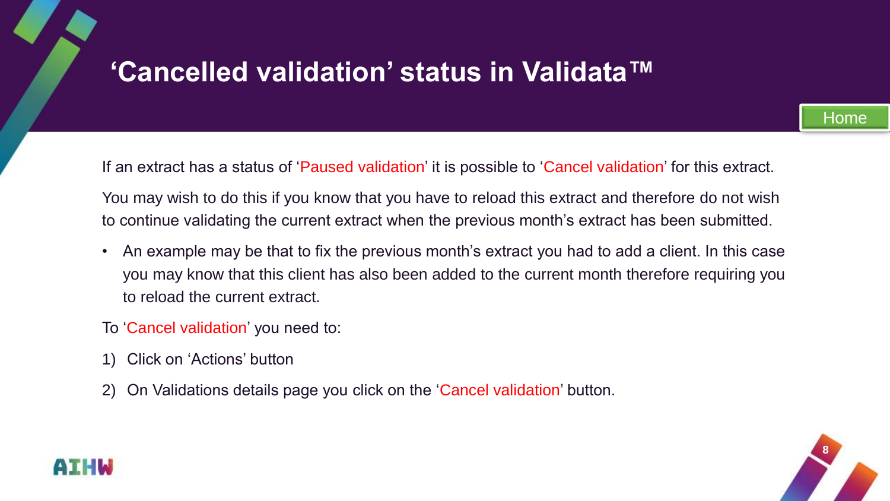# ‘Cancelled validation’ status in Validata™

If an extract has a status of ‘Paused validation’ it is possible to ‘Cancel validation’ for this extract.

You may wish to do this if you know that you have to reload this extract and therefore do not wish to continue validating the current extract when the previous month’s extract has been submitted.

- An example may be that to fix the previous month’s extract you had to add a client. In this case you may know that this client has also been added to the current month therefore requiring you to reload the current extract.

To ‘Cancel validation’ you need to:

1) Click on ‘Actions’ button
2) On Validations details page you click on the ‘Cancel validation’ button.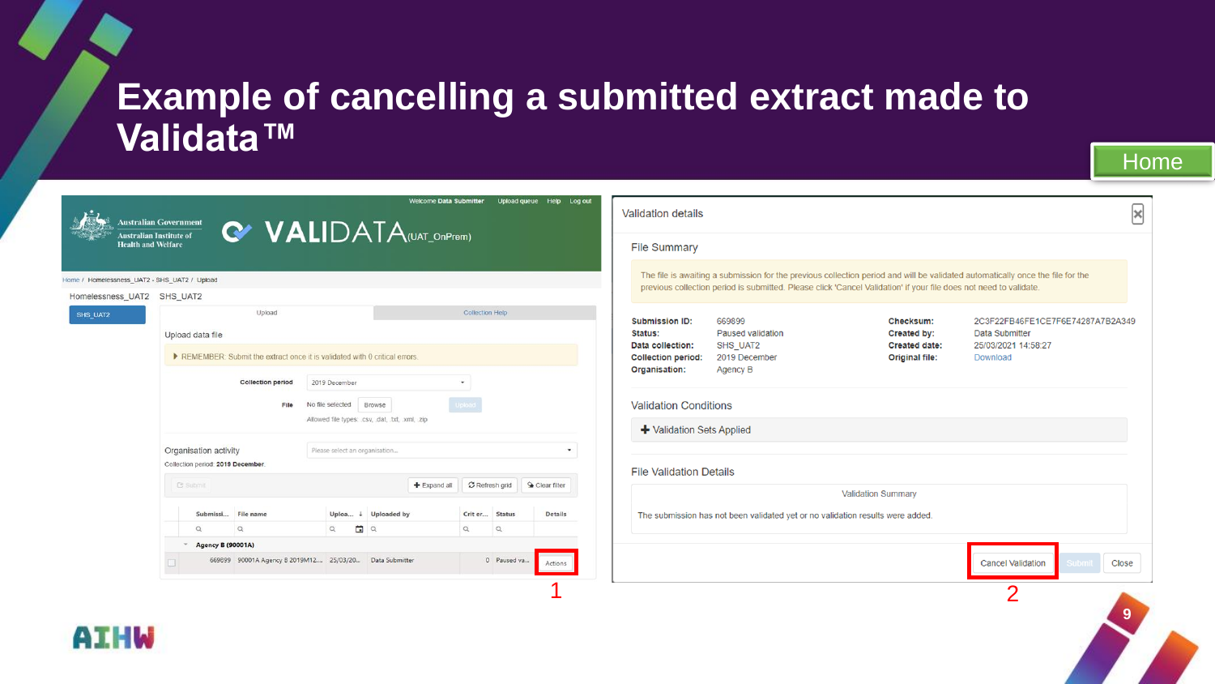# Example of cancelling a submitted extract made to Validata™

Home

Welcome **Data Submitter** Upload queue Help Log out

Australian Government
Australian Institute of Health and Welfare

VALIDATA (UAT_OnPrem)

Home / Homelessness_UAT2 - SHS_UAT2 / Upload

Homelessness_UAT2 SHS_UAT2

SHS_UAT2

Upload | Collection Help

Upload data file

▸ REMEMBER: Submit the extract once it is validated with 0 critical errors.

**Collection period** 2019 December

**File** No file selected Browse Upload

Allowed file types: .csv, .dat, .txt, .xml, .zip

Organisation activity

Collection period: **2019 December**

Please select an organisation...

Submit | + Expand all | Refresh grid | Clear filter

| | Submissi... | File name | Uploa... | Uploaded by | Crit er... | Status | Details |
|---|---|---|---|---|---|---|---|
| **Agency B (90001A)** | | | | | | | |
| | 669899 | 90001A Agency B 2019M12... | 25/03/20... | Data Submitter | 0 | Paused va... | Actions |

1

Validation details

File Summary

The file is awaiting a submission for the previous collection period and will be validated automatically once the file for the previous collection period is submitted. Please click 'Cancel Validation' if your file does not need to validate.

| | | | |
|---|---|---|---|
| **Submission ID:** | 669899 | **Checksum:** | 2C3F22FB46FE1CE7F6E74287A7B2A349 |
| **Status:** | Paused validation | **Created by:** | Data Submitter |
| **Data collection:** | SHS_UAT2 | **Created date:** | 25/03/2021 14:58:27 |
| **Collection period:** | 2019 December | **Original file:** | Download |
| **Organisation:** | Agency B | | |

Validation Conditions

+ Validation Sets Applied

File Validation Details

Validation Summary

The submission has not been validated yet or no validation results were added.

Cancel Validation | Submit | Close

2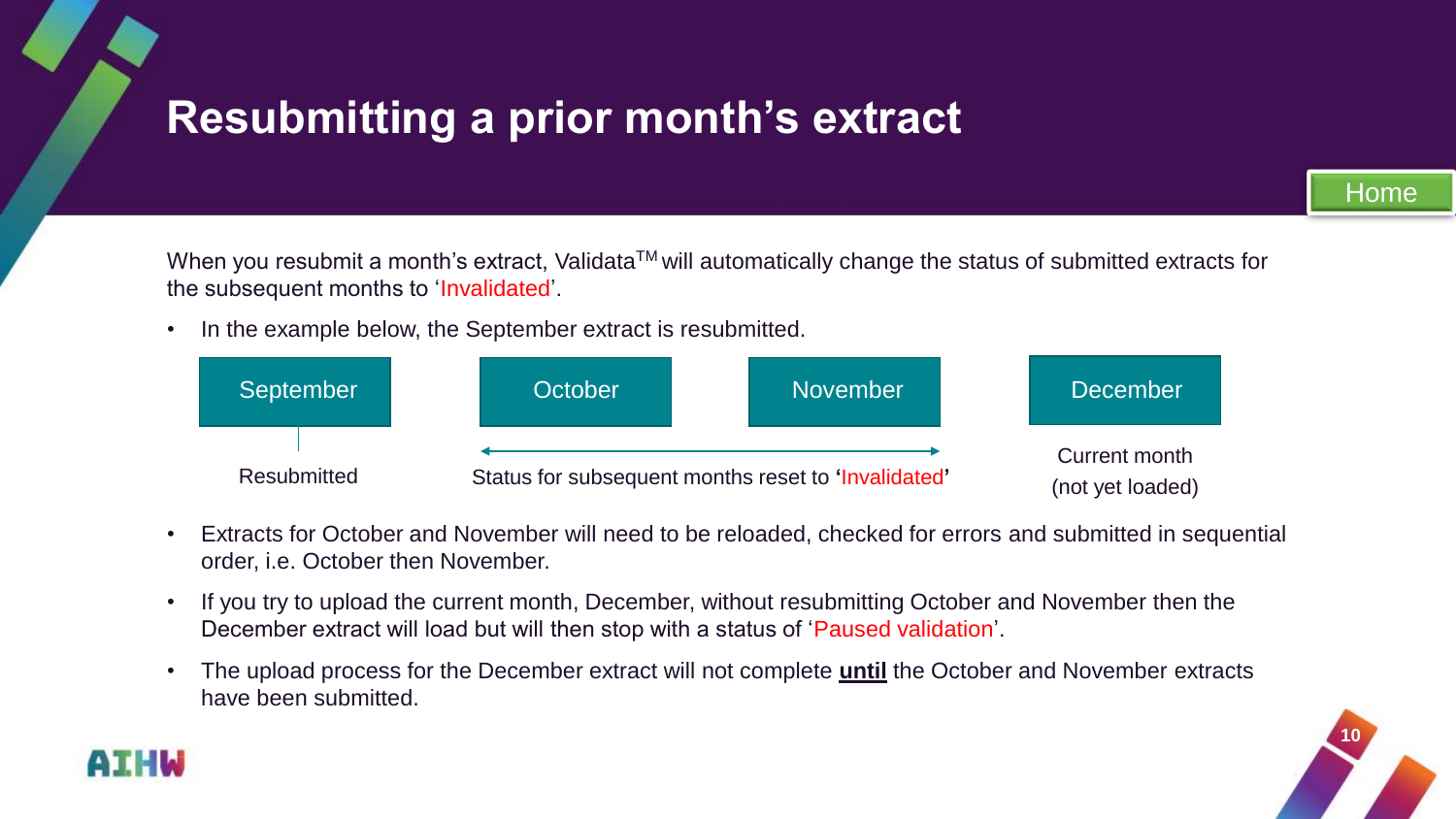# Resubmitting a prior month's extract

When you resubmit a month's extract, Validata™ will automatically change the status of submitted extracts for the subsequent months to 'Invalidated'.

- In the example below, the September extract is resubmitted.

| September | October | November | December |
|---|---|---|---|
| Resubmitted | Status for subsequent months reset to 'Invalidated' | | Current month (not yet loaded) |

- Extracts for October and November will need to be reloaded, checked for errors and submitted in sequential order, i.e. October then November.
- If you try to upload the current month, December, without resubmitting October and November then the December extract will load but will then stop with a status of 'Paused validation'.
- The upload process for the December extract will not complete **until** the October and November extracts have been submitted.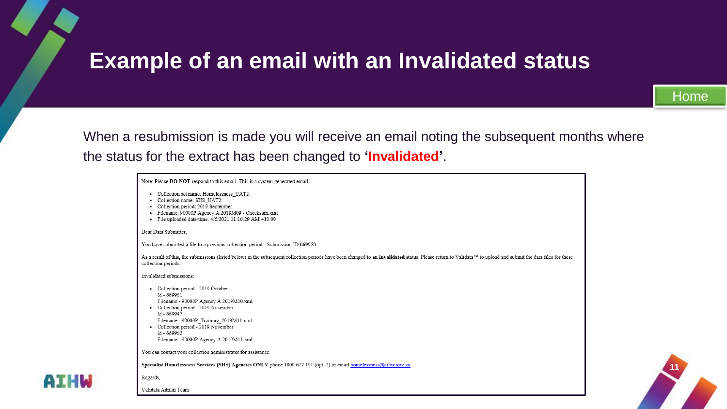# Example of an email with an Invalidated status

Home

When a resubmission is made you will receive an email noting the subsequent months where the status for the extract has been changed to '**Invalidated**'.

Note: Please **DO NOT** respond to this email. This is a system generated email.

- Collection set name: Homelessness_UAT2
- Collection name: SHS_UAT2
- Collection period: 2019 September
- Filename: 90000P Agency A 2019M09 - Checksum.xml
- File uploaded date/time: 4/6/2021 11:16:29 AM +10:00

Dear Data Submitter,

You have submitted a file to a previous collection period - Submission ID **669953**.

As a result of this, the submissions (listed below) in the subsequent collection periods have been changed to an **Invalidated** status. Please return to Validata™ to upload and submit the data files for these collection periods.

Invalidated submissions:

- Collection period - 2019 October
  Id - 669951
  Filename - 90000P Agency A 2019M10.xml
- Collection period - 2019 November
  Id - 669947
  Filename - 90000P_Training_2019M11.xml
- Collection period - 2019 November
  Id - 669952
  Filename - 90000P Agency A 2019M11.xml

You can contact your collection administrator for assistance.

**Specialist Homelessness Services (SHS) Agencies ONLY** phone 1800 627 191 (opt. 2) or email homelessness@aihw.gov.au

Regards,

Validata Admin Team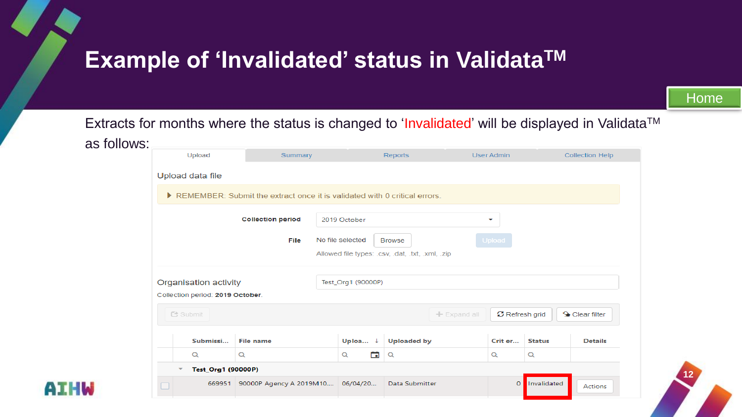# Example of 'Invalidated' status in Validata™

Extracts for months where the status is changed to 'Invalidated' will be displayed in Validata™ as follows:

Upload | Summary | Reports | User Admin | Collection Help

Upload data file

▶ REMEMBER: Submit the extract once it is validated with 0 critical errors.

**Collection period** 2019 October

**File** No file selected Browse Upload

Allowed file types: .csv, .dat, .txt, .xml, .zip

Organisation activity Test_Org1 (90000P)

Collection period: **2019 October**.

Submit | Expand all | Refresh grid | Clear filter

| | Submissi... | File name | Uploa... | Uploaded by | Crit er... | Status | Details |
|---|---|---|---|---|---|---|---|
| | **Test_Org1 (90000P)** | | | | | | |
| ☐ | 669951 | 90000P Agency A 2019M10.... | 06/04/20... | Data Submitter | 0 | Invalidated | Actions |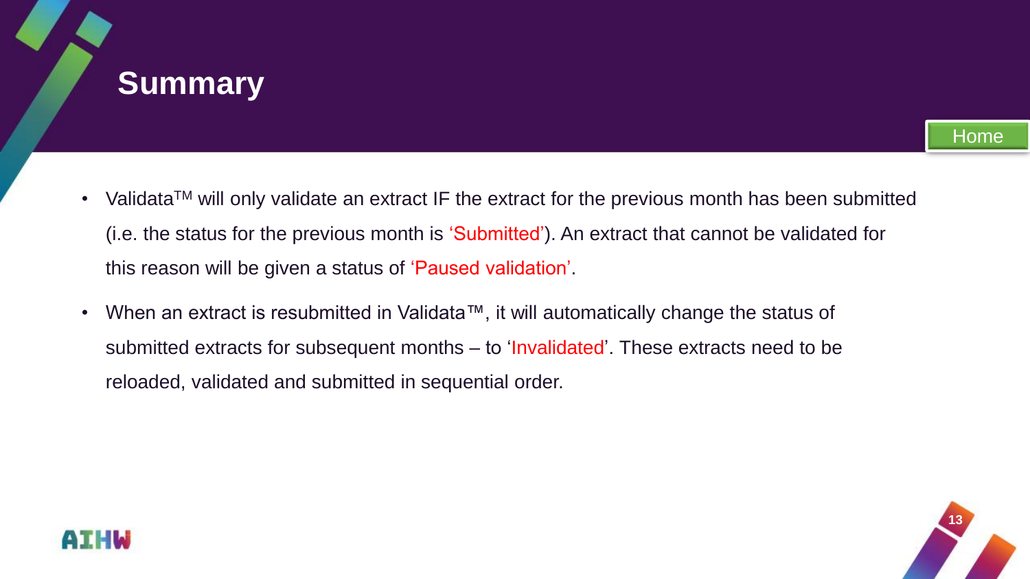# Summary

- Validata™ will only validate an extract IF the extract for the previous month has been submitted (i.e. the status for the previous month is 'Submitted'). An extract that cannot be validated for this reason will be given a status of 'Paused validation'.
- When an extract is resubmitted in Validata™, it will automatically change the status of submitted extracts for subsequent months – to 'Invalidated'. These extracts need to be reloaded, validated and submitted in sequential order.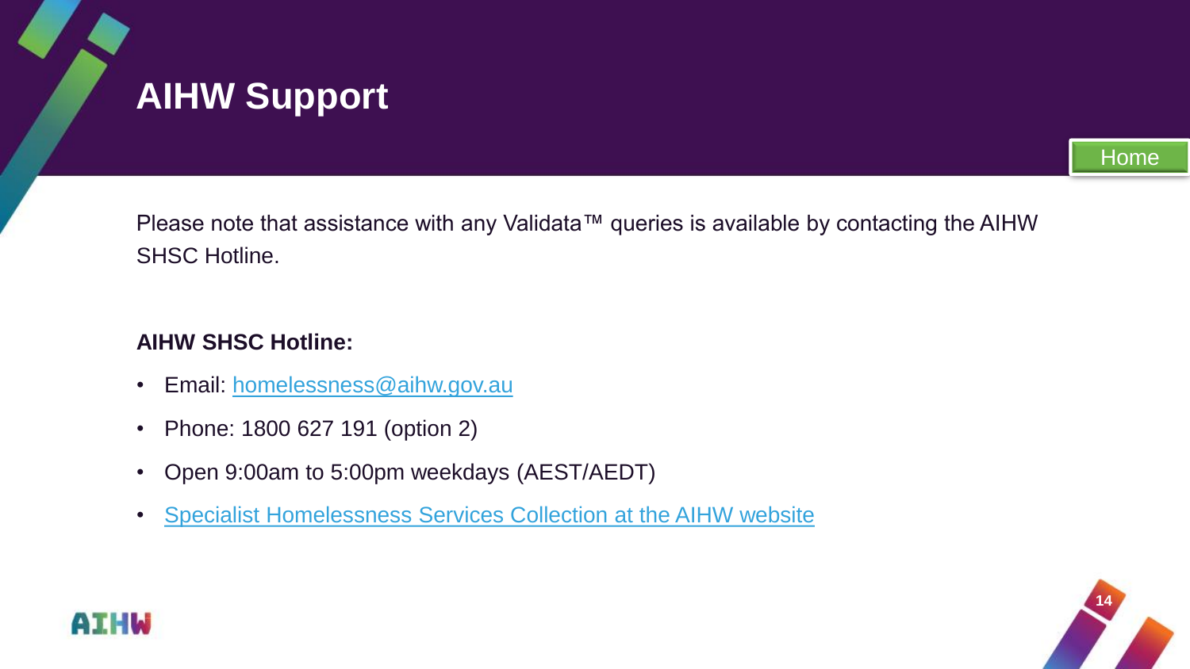# AIHW Support

Home

Please note that assistance with any Validata™ queries is available by contacting the AIHW SHSC Hotline.

**AIHW SHSC Hotline:**

- Email: homelessness@aihw.gov.au
- Phone: 1800 627 191 (option 2)
- Open 9:00am to 5:00pm weekdays (AEST/AEDT)
- Specialist Homelessness Services Collection at the AIHW website